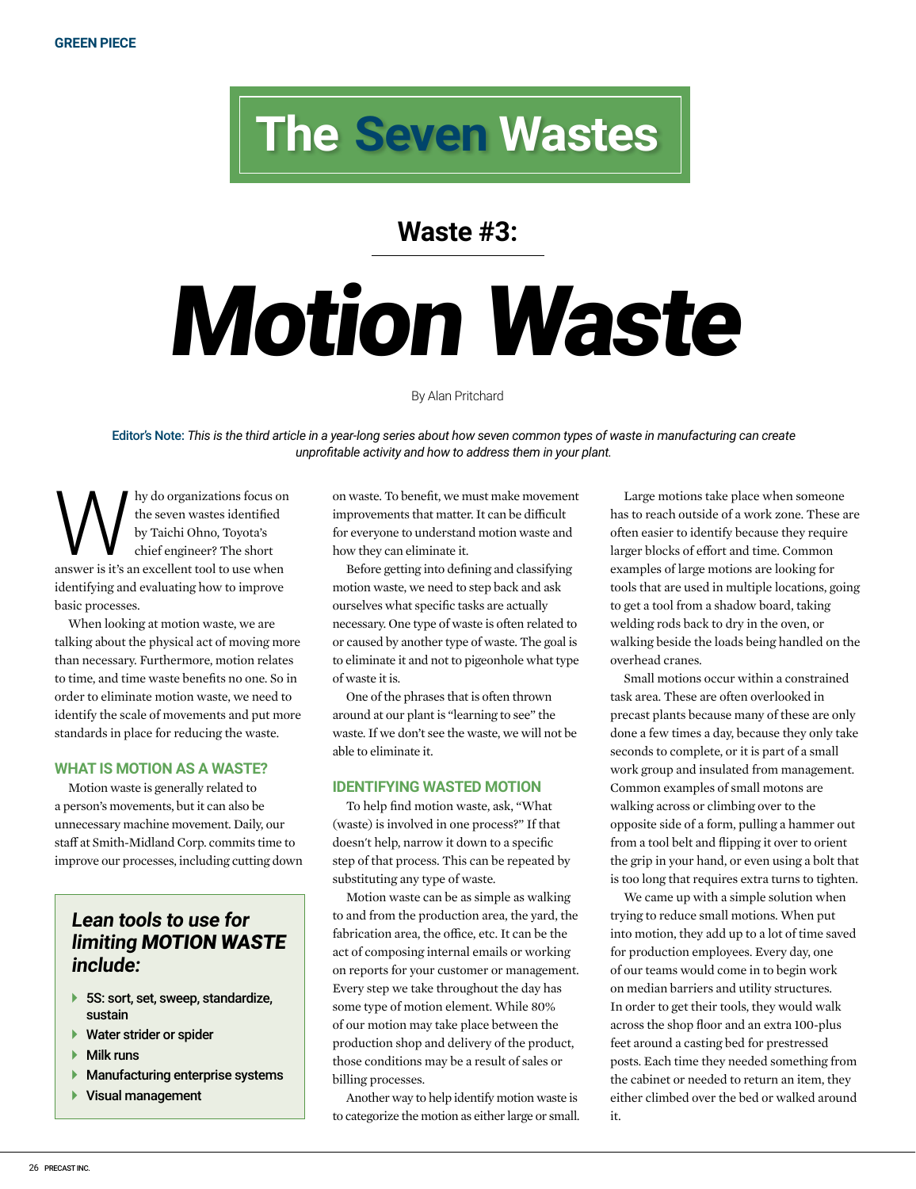# The Seven Wastes

## Waste #3:

# Motion Waste

By Alan Pritchard

**Editor's Note:** *This is the third article in a year-long series about how seven common types of waste in manufacturing can create unprofitable activity and how to address them in your plant.*

Why do organizations focus on the seven wastes identified by Taichi Ohno, Toyota's chief engineer? The short answer is it's an excellent tool to use when identifying and evaluating how to improve basic processes.

When looking at motion waste, we are talking about the physical act of moving more than necessary. Furthermore, motion relates to time, and time waste benefits no one. So in order to eliminate motion waste, we need to identify the scale of movements and put more standards in place for reducing the waste.

### WHAT IS MOTION AS A WASTE?

Motion waste is generally related to a person's movements, but it can also be unnecessary machine movement. Daily, our staff at Smith-Midland Corp. commits time to improve our processes, including cutting down on waste. To benefit, we must make movement improvements that matter. It can be difficult for everyone to understand motion waste and how they can eliminate it.

Before getting into defining and classifying motion waste, we need to step back and ask ourselves what specific tasks are actually necessary. One type of waste is often related to or caused by another type of waste. The goal is to eliminate it and not to pigeonhole what type of waste it is.

One of the phrases that is often thrown around at our plant is "learning to see" the waste. If we don't see the waste, we will not be able to eliminate it.

> ***Lean tools to use for limiting MOTION WASTE include:***
>
> - 5S: sort, set, sweep, standardize, sustain
> - Water strider or spider
> - Milk runs
> - Manufacturing enterprise systems
> - Visual management

### IDENTIFYING WASTED MOTION

To help find motion waste, ask, "What (waste) is involved in one process?" If that doesn't help, narrow it down to a specific step of that process. This can be repeated by substituting any type of waste.

Motion waste can be as simple as walking to and from the production area, the yard, the fabrication area, the office, etc. It can be the act of composing internal emails or working on reports for your customer or management. Every step we take throughout the day has some type of motion element. While 80% of our motion may take place between the production shop and delivery of the product, those conditions may be a result of sales or billing processes.

Another way to help identify motion waste is to categorize the motion as either large or small.

Large motions take place when someone has to reach outside of a work zone. These are often easier to identify because they require larger blocks of effort and time. Common examples of large motions are looking for tools that are used in multiple locations, going to get a tool from a shadow board, taking welding rods back to dry in the oven, or walking beside the loads being handled on the overhead cranes.

Small motions occur within a constrained task area. These are often overlooked in precast plants because many of these are only done a few times a day, because they only take seconds to complete, or it is part of a small work group and insulated from management. Common examples of small motons are walking across or climbing over to the opposite side of a form, pulling a hammer out from a tool belt and flipping it over to orient the grip in your hand, or even using a bolt that is too long that requires extra turns to tighten.

We came up with a simple solution when trying to reduce small motions. When put into motion, they add up to a lot of time saved for production employees. Every day, one of our teams would come in to begin work on median barriers and utility structures. In order to get their tools, they would walk across the shop floor and an extra 100-plus feet around a casting bed for prestressed posts. Each time they needed something from the cabinet or needed to return an item, they either climbed over the bed or walked around it.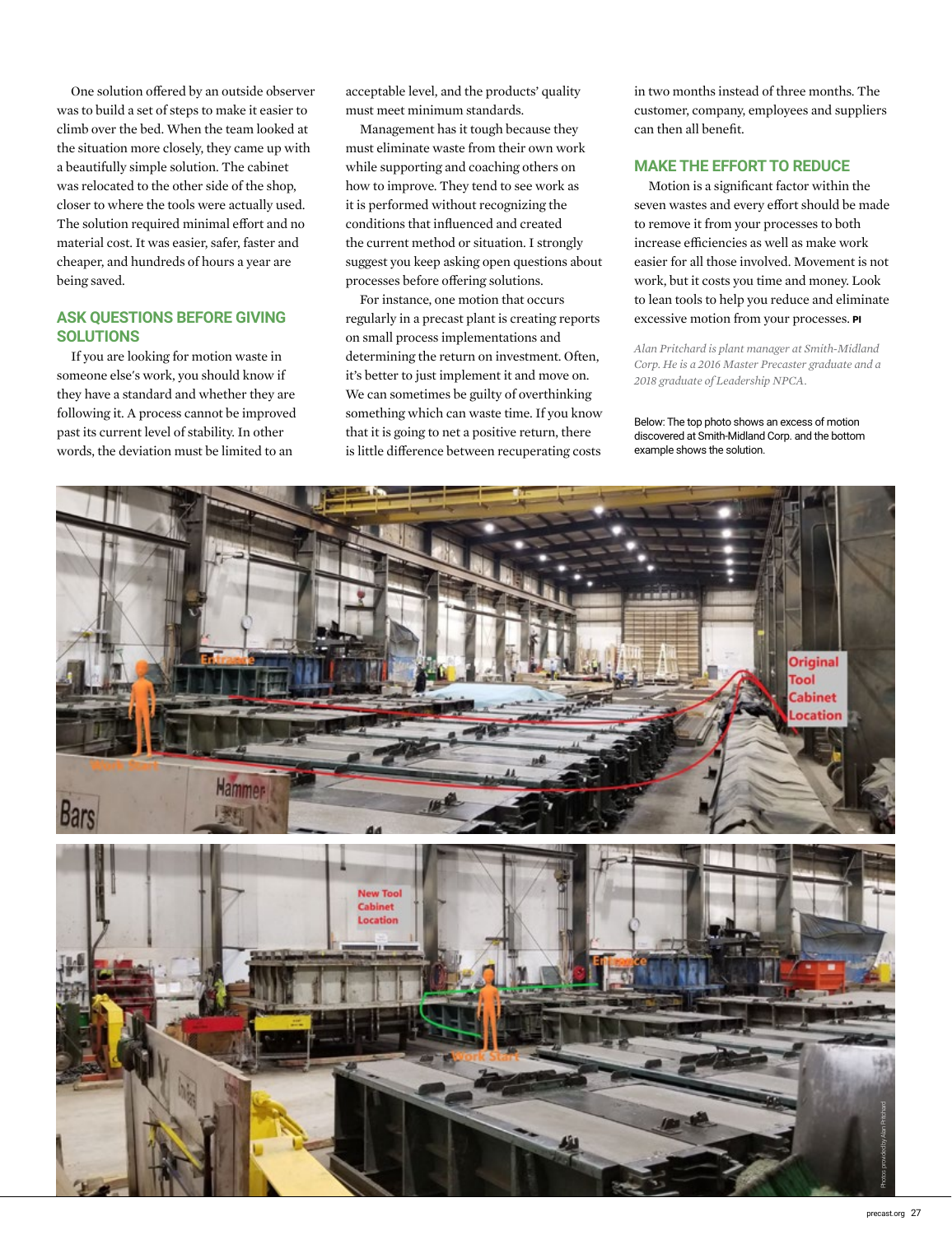One solution offered by an outside observer was to build a set of steps to make it easier to climb over the bed. When the team looked at the situation more closely, they came up with a beautifully simple solution. The cabinet was relocated to the other side of the shop, closer to where the tools were actually used. The solution required minimal effort and no material cost. It was easier, safer, faster and cheaper, and hundreds of hours a year are being saved.

## ASK QUESTIONS BEFORE GIVING SOLUTIONS

If you are looking for motion waste in someone else's work, you should know if they have a standard and whether they are following it. A process cannot be improved past its current level of stability. In other words, the deviation must be limited to an acceptable level, and the products' quality must meet minimum standards.

Management has it tough because they must eliminate waste from their own work while supporting and coaching others on how to improve. They tend to see work as it is performed without recognizing the conditions that influenced and created the current method or situation. I strongly suggest you keep asking open questions about processes before offering solutions.

For instance, one motion that occurs regularly in a precast plant is creating reports on small process implementations and determining the return on investment. Often, it's better to just implement it and move on. We can sometimes be guilty of overthinking something which can waste time. If you know that it is going to net a positive return, there is little difference between recuperating costs in two months instead of three months. The customer, company, employees and suppliers can then all benefit.

## MAKE THE EFFORT TO REDUCE

Motion is a significant factor within the seven wastes and every effort should be made to remove it from your processes to both increase efficiencies as well as make work easier for all those involved. Movement is not work, but it costs you time and money. Look to lean tools to help you reduce and eliminate excessive motion from your processes. **PI**

*Alan Pritchard is plant manager at Smith-Midland Corp. He is a 2016 Master Precaster graduate and a 2018 graduate of Leadership NPCA.*

Below: The top photo shows an excess of motion discovered at Smith-Midland Corp. and the bottom example shows the solution.

Photos provided by Alan Pritchard